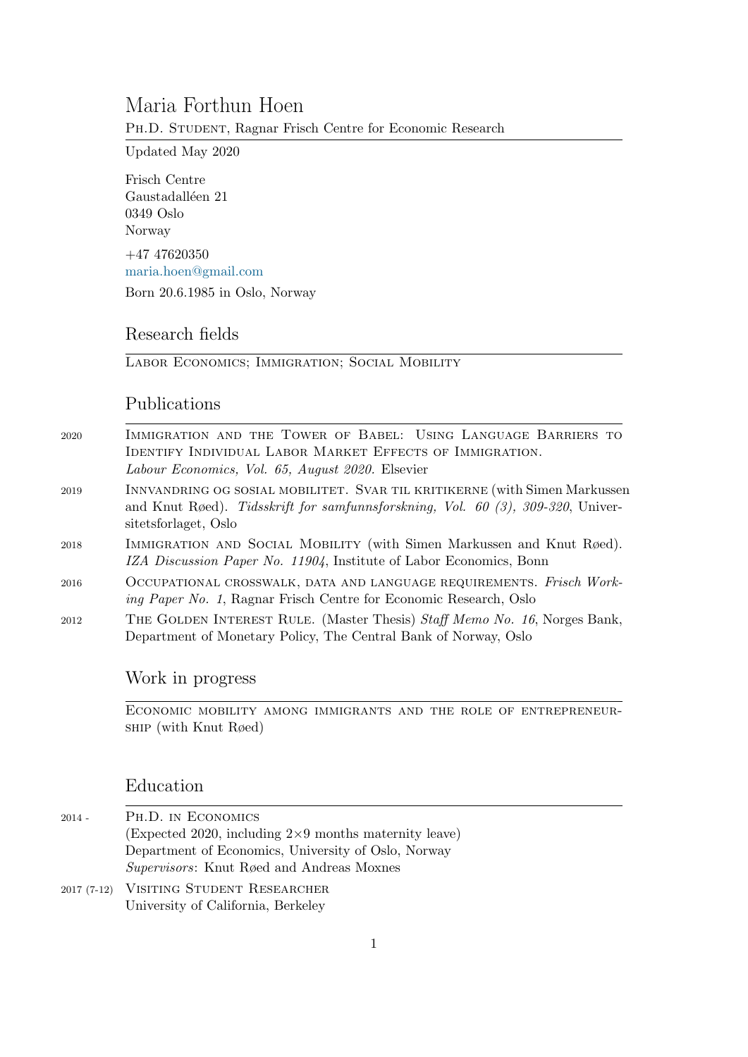# Maria Forthun Hoen

Ph.D. Student, Ragnar Frisch Centre for Economic Research

Updated May 2020

Frisch Centre
Gaustadalléen 21
0349 Oslo
Norway

+47 47620350
maria.hoen@gmail.com

Born 20.6.1985 in Oslo, Norway

## Research fields

Labor Economics; Immigration; Social Mobility

## Publications

2020 — Immigration and the Tower of Babel: Using Language Barriers to Identify Individual Labor Market Effects of Immigration. *Labour Economics, Vol. 65, August 2020.* Elsevier

2019 — Innvandring og sosial mobilitet. Svar til kritikerne (with Simen Markussen and Knut Røed). *Tidsskrift for samfunnsforskning, Vol. 60 (3), 309-320*, Universitetsforlaget, Oslo

2018 — Immigration and Social Mobility (with Simen Markussen and Knut Røed). *IZA Discussion Paper No. 11904*, Institute of Labor Economics, Bonn

2016 — Occupational crosswalk, data and language requirements. *Frisch Working Paper No. 1*, Ragnar Frisch Centre for Economic Research, Oslo

2012 — The Golden Interest Rule. (Master Thesis) *Staff Memo No. 16*, Norges Bank, Department of Monetary Policy, The Central Bank of Norway, Oslo

## Work in progress

Economic mobility among immigrants and the role of entrepreneurship (with Knut Røed)

## Education

2014 - — Ph.D. in Economics
(Expected 2020, including 2×9 months maternity leave)
Department of Economics, University of Oslo, Norway
*Supervisors*: Knut Røed and Andreas Moxnes

2017 (7-12) — Visiting Student Researcher
University of California, Berkeley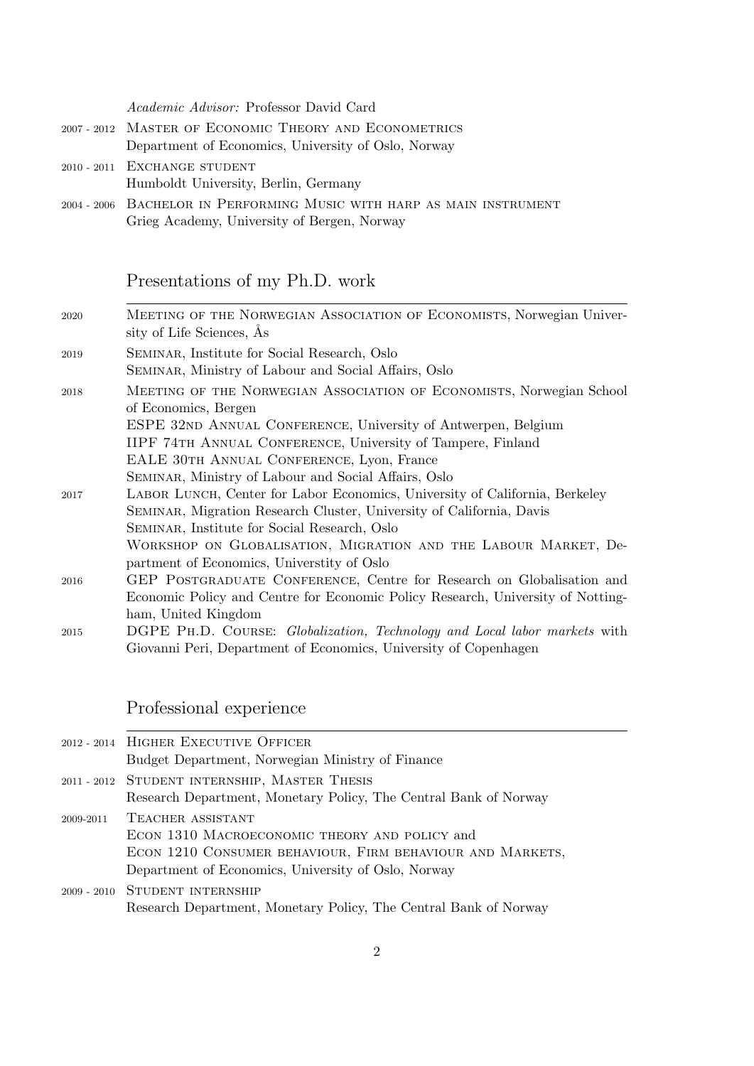*Academic Advisor:* Professor David Card

2007 - 2012 MASTER OF ECONOMIC THEORY AND ECONOMETRICS
Department of Economics, University of Oslo, Norway

2010 - 2011 EXCHANGE STUDENT
Humboldt University, Berlin, Germany

2004 - 2006 BACHELOR IN PERFORMING MUSIC WITH HARP AS MAIN INSTRUMENT
Grieg Academy, University of Bergen, Norway

## Presentations of my Ph.D. work

2020 MEETING OF THE NORWEGIAN ASSOCIATION OF ECONOMISTS, Norwegian University of Life Sciences, Ås

2019 SEMINAR, Institute for Social Research, Oslo
SEMINAR, Ministry of Labour and Social Affairs, Oslo

2018 MEETING OF THE NORWEGIAN ASSOCIATION OF ECONOMISTS, Norwegian School of Economics, Bergen
ESPE 32ND ANNUAL CONFERENCE, University of Antwerpen, Belgium
IIPF 74TH ANNUAL CONFERENCE, University of Tampere, Finland
EALE 30TH ANNUAL CONFERENCE, Lyon, France
SEMINAR, Ministry of Labour and Social Affairs, Oslo

2017 LABOR LUNCH, Center for Labor Economics, University of California, Berkeley
SEMINAR, Migration Research Cluster, University of California, Davis
SEMINAR, Institute for Social Research, Oslo
WORKSHOP ON GLOBALISATION, MIGRATION AND THE LABOUR MARKET, Department of Economics, Universtity of Oslo

2016 GEP POSTGRADUATE CONFERENCE, Centre for Research on Globalisation and Economic Policy and Centre for Economic Policy Research, University of Nottingham, United Kingdom

2015 DGPE PH.D. COURSE: *Globalization, Technology and Local labor markets* with Giovanni Peri, Department of Economics, University of Copenhagen

## Professional experience

2012 - 2014 HIGHER EXECUTIVE OFFICER
Budget Department, Norwegian Ministry of Finance

2011 - 2012 STUDENT INTERNSHIP, MASTER THESIS
Research Department, Monetary Policy, The Central Bank of Norway

2009-2011 TEACHER ASSISTANT
ECON 1310 MACROECONOMIC THEORY AND POLICY and
ECON 1210 CONSUMER BEHAVIOUR, FIRM BEHAVIOUR AND MARKETS,
Department of Economics, University of Oslo, Norway

2009 - 2010 STUDENT INTERNSHIP
Research Department, Monetary Policy, The Central Bank of Norway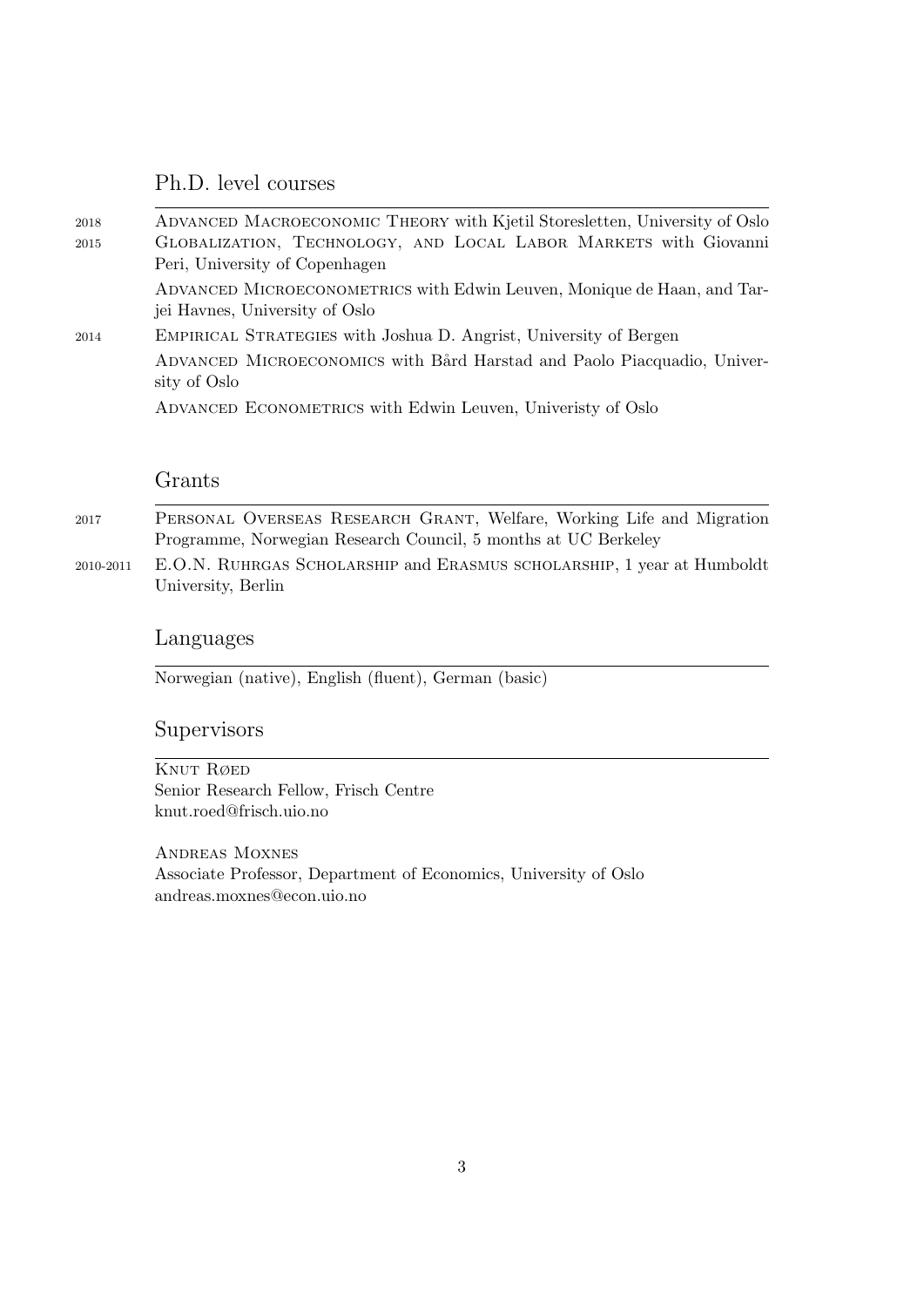## Ph.D. level courses

2018 Advanced Macroeconomic Theory with Kjetil Storesletten, University of Oslo

2015 Globalization, Technology, and Local Labor Markets with Giovanni Peri, University of Copenhagen

Advanced Microeconometrics with Edwin Leuven, Monique de Haan, and Tarjei Havnes, University of Oslo

2014 Empirical Strategies with Joshua D. Angrist, University of Bergen

Advanced Microeconomics with Bård Harstad and Paolo Piacquadio, University of Oslo

Advanced Econometrics with Edwin Leuven, Univeristy of Oslo

## Grants

2017 Personal Overseas Research Grant, Welfare, Working Life and Migration Programme, Norwegian Research Council, 5 months at UC Berkeley

2010-2011 E.O.N. Ruhrgas Scholarship and Erasmus scholarship, 1 year at Humboldt University, Berlin

## Languages

Norwegian (native), English (fluent), German (basic)

## Supervisors

Knut Røed
Senior Research Fellow, Frisch Centre
knut.roed@frisch.uio.no

Andreas Moxnes
Associate Professor, Department of Economics, University of Oslo
andreas.moxnes@econ.uio.no